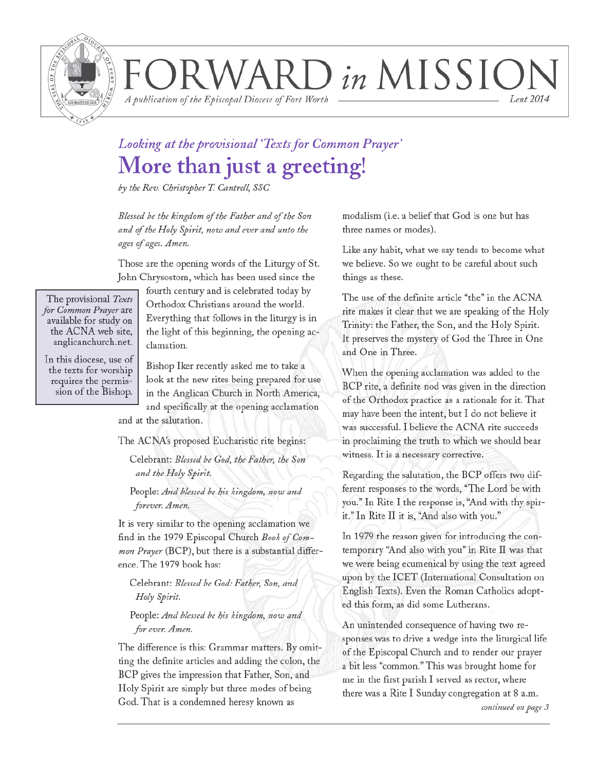# FORWARD *in* MISSION

*A publication of the Episcopal Diocese of Fort Worth* — *Lent 2014*

*Looking at the provisional 'Texts for Common Prayer'*

## More than just a greeting!

*by the Rev. Christopher T. Cantrell, SSC*

*Blessed be the kingdom of the Father and of the Son and of the Holy Spirit, now and ever and unto the ages of ages. Amen.*

Those are the opening words of the Liturgy of St. John Chrysostom, which has been used since the fourth century and is celebrated today by Orthodox Christians around the world. Everything that follows in the liturgy is in the light of this beginning, the opening acclamation.

> The provisional *Texts for Common Prayer* are available for study on the ACNA web site, anglicanchurch.net.
>
> In this diocese, use of the texts for worship requires the permission of the Bishop.

Bishop Iker recently asked me to take a look at the new rites being prepared for use in the Anglican Church in North America, and specifically at the opening acclamation and at the salutation.

The ACNA's proposed Eucharistic rite begins:

Celebrant: *Blessed be God, the Father, the Son and the Holy Spirit.*

People: *And blessed be his kingdom, now and forever. Amen.*

It is very similar to the opening acclamation we find in the 1979 Episcopal Church *Book of Common Prayer* (BCP), but there is a substantial difference. The 1979 book has:

Celebrant: *Blessed be God: Father, Son, and Holy Spirit.*

People: *And blessed be his kingdom, now and for ever. Amen.*

The difference is this: Grammar matters. By omitting the definite articles and adding the colon, the BCP gives the impression that Father, Son, and Holy Spirit are simply but three modes of being God. That is a condemned heresy known as modalism (i.e. a belief that God is one but has three names or modes).

Like any habit, what we say tends to become what we believe. So we ought to be careful about such things as these.

The use of the definite article "the" in the ACNA rite makes it clear that we are speaking of the Holy Trinity: the Father, the Son, and the Holy Spirit. It preserves the mystery of God the Three in One and One in Three.

When the opening acclamation was added to the BCP rite, a definite nod was given in the direction of the Orthodox practice as a rationale for it. That may have been the intent, but I do not believe it was successful. I believe the ACNA rite succeeds in proclaiming the truth to which we should bear witness. It is a necessary corrective.

Regarding the salutation, the BCP offers two different responses to the words, "The Lord be with you." In Rite I the response is, "And with thy spirit." In Rite II it is, "And also with you."

In 1979 the reason given for introducing the contemporary "And also with you" in Rite II was that we were being ecumenical by using the text agreed upon by the ICET (International Consultation on English Texts). Even the Roman Catholics adopted this form, as did some Lutherans.

An unintended consequence of having two responses was to drive a wedge into the liturgical life of the Episcopal Church and to render our prayer a bit less "common." This was brought home for me in the first parish I served as rector, where there was a Rite I Sunday congregation at 8 a.m.

*continued on page 3*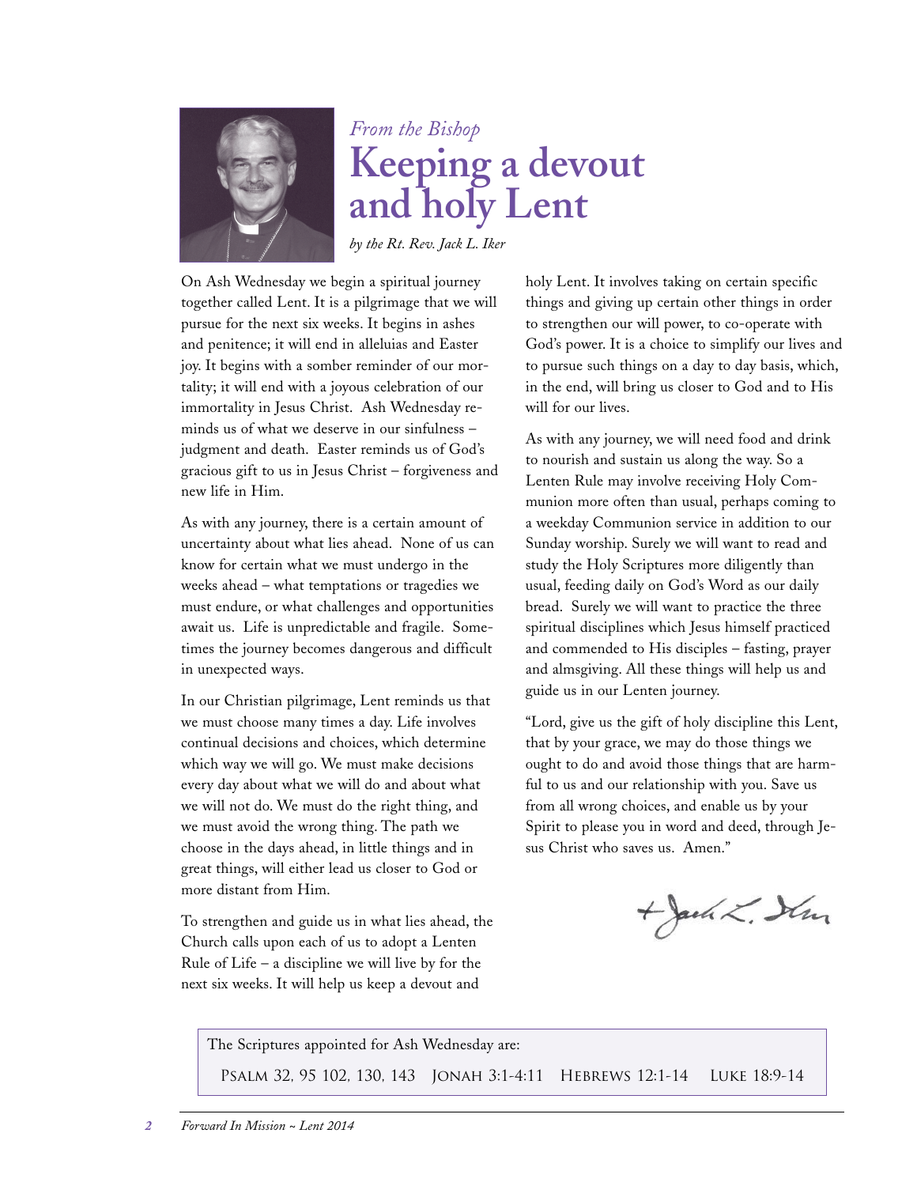*From the Bishop*

# Keeping a devout and holy Lent

*by the Rt. Rev. Jack L. Iker*

On Ash Wednesday we begin a spiritual journey together called Lent. It is a pilgrimage that we will pursue for the next six weeks. It begins in ashes and penitence; it will end in alleluias and Easter joy. It begins with a somber reminder of our mortality; it will end with a joyous celebration of our immortality in Jesus Christ. Ash Wednesday reminds us of what we deserve in our sinfulness – judgment and death. Easter reminds us of God's gracious gift to us in Jesus Christ – forgiveness and new life in Him.

As with any journey, there is a certain amount of uncertainty about what lies ahead. None of us can know for certain what we must undergo in the weeks ahead – what temptations or tragedies we must endure, or what challenges and opportunities await us. Life is unpredictable and fragile. Sometimes the journey becomes dangerous and difficult in unexpected ways.

In our Christian pilgrimage, Lent reminds us that we must choose many times a day. Life involves continual decisions and choices, which determine which way we will go. We must make decisions every day about what we will do and about what we will not do. We must do the right thing, and we must avoid the wrong thing. The path we choose in the days ahead, in little things and in great things, will either lead us closer to God or more distant from Him.

To strengthen and guide us in what lies ahead, the Church calls upon each of us to adopt a Lenten Rule of Life – a discipline we will live by for the next six weeks. It will help us keep a devout and holy Lent. It involves taking on certain specific things and giving up certain other things in order to strengthen our will power, to co-operate with God's power. It is a choice to simplify our lives and to pursue such things on a day to day basis, which, in the end, will bring us closer to God and to His will for our lives.

As with any journey, we will need food and drink to nourish and sustain us along the way. So a Lenten Rule may involve receiving Holy Communion more often than usual, perhaps coming to a weekday Communion service in addition to our Sunday worship. Surely we will want to read and study the Holy Scriptures more diligently than usual, feeding daily on God's Word as our daily bread. Surely we will want to practice the three spiritual disciplines which Jesus himself practiced and commended to His disciples – fasting, prayer and almsgiving. All these things will help us and guide us in our Lenten journey.

"Lord, give us the gift of holy discipline this Lent, that by your grace, we may do those things we ought to do and avoid those things that are harmful to us and our relationship with you. Save us from all wrong choices, and enable us by your Spirit to please you in word and deed, through Jesus Christ who saves us. Amen."

+Jack L. Iker

---

The Scriptures appointed for Ash Wednesday are:

PSALM 32, 95 102, 130, 143 JONAH 3:1-4:11 HEBREWS 12:1-14 LUKE 18:9-14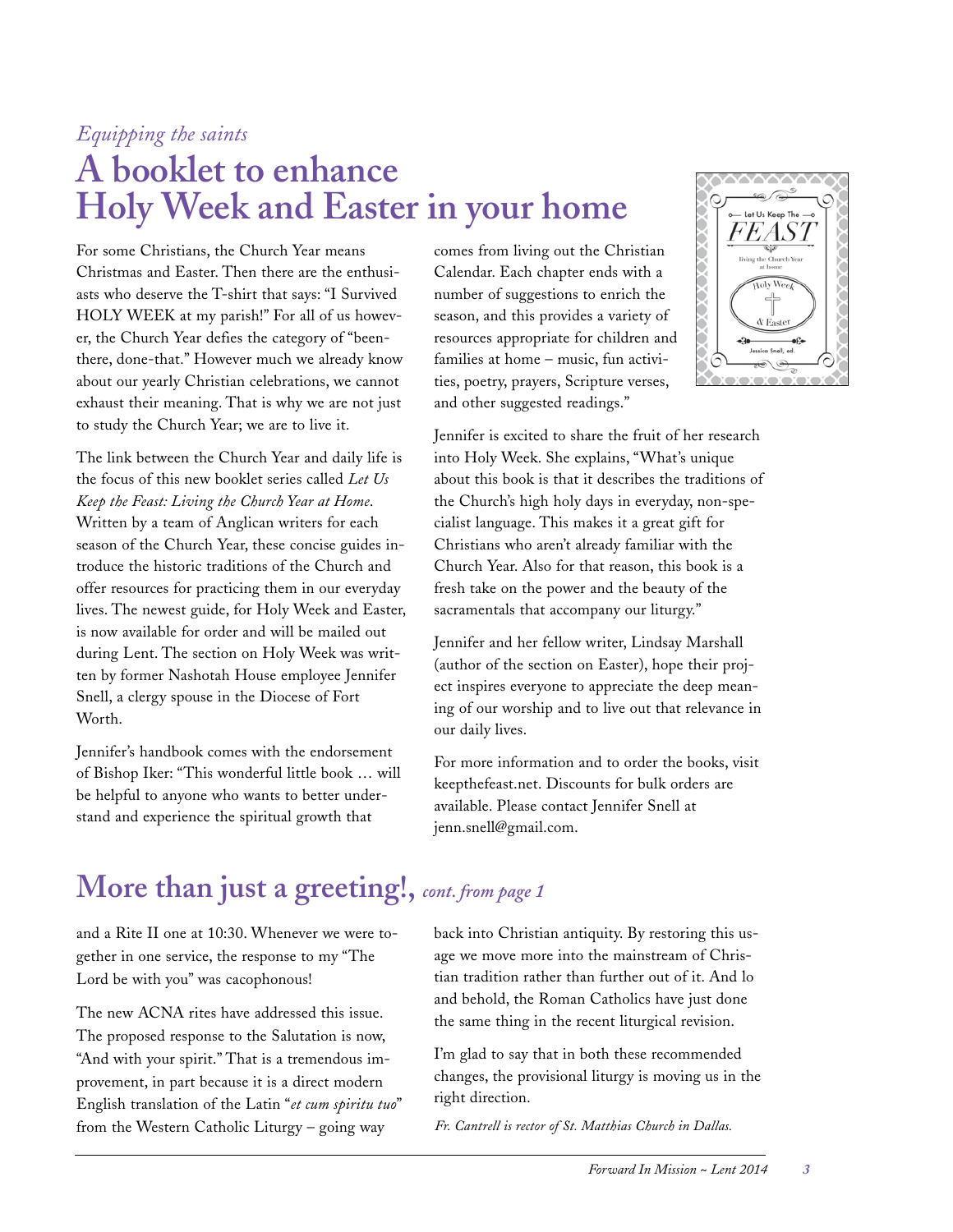*Equipping the saints*

# A booklet to enhance Holy Week and Easter in your home

For some Christians, the Church Year means Christmas and Easter. Then there are the enthusiasts who deserve the T-shirt that says: "I Survived HOLY WEEK at my parish!" For all of us however, the Church Year defies the category of "been-there, done-that." However much we already know about our yearly Christian celebrations, we cannot exhaust their meaning. That is why we are not just to study the Church Year; we are to live it.

The link between the Church Year and daily life is the focus of this new booklet series called *Let Us Keep the Feast: Living the Church Year at Home*. Written by a team of Anglican writers for each season of the Church Year, these concise guides introduce the historic traditions of the Church and offer resources for practicing them in our everyday lives. The newest guide, for Holy Week and Easter, is now available for order and will be mailed out during Lent. The section on Holy Week was written by former Nashotah House employee Jennifer Snell, a clergy spouse in the Diocese of Fort Worth.

Jennifer's handbook comes with the endorsement of Bishop Iker: "This wonderful little book … will be helpful to anyone who wants to better understand and experience the spiritual growth that comes from living out the Christian Calendar. Each chapter ends with a number of suggestions to enrich the season, and this provides a variety of resources appropriate for children and families at home – music, fun activities, poetry, prayers, Scripture verses, and other suggested readings."

Jennifer is excited to share the fruit of her research into Holy Week. She explains, "What's unique about this book is that it describes the traditions of the Church's high holy days in everyday, non-specialist language. This makes it a great gift for Christians who aren't already familiar with the Church Year. Also for that reason, this book is a fresh take on the power and the beauty of the sacramentals that accompany our liturgy."

Jennifer and her fellow writer, Lindsay Marshall (author of the section on Easter), hope their project inspires everyone to appreciate the deep meaning of our worship and to live out that relevance in our daily lives.

For more information and to order the books, visit keepthefeast.net. Discounts for bulk orders are available. Please contact Jennifer Snell at jenn.snell@gmail.com.

# More than just a greeting!, *cont. from page 1*

and a Rite II one at 10:30. Whenever we were together in one service, the response to my "The Lord be with you" was cacophonous!

The new ACNA rites have addressed this issue. The proposed response to the Salutation is now, "And with your spirit." That is a tremendous improvement, in part because it is a direct modern English translation of the Latin "*et cum spiritu tuo*" from the Western Catholic Liturgy – going way back into Christian antiquity. By restoring this usage we move more into the mainstream of Christian tradition rather than further out of it. And lo and behold, the Roman Catholics have just done the same thing in the recent liturgical revision.

I'm glad to say that in both these recommended changes, the provisional liturgy is moving us in the right direction.

*Fr. Cantrell is rector of St. Matthias Church in Dallas.*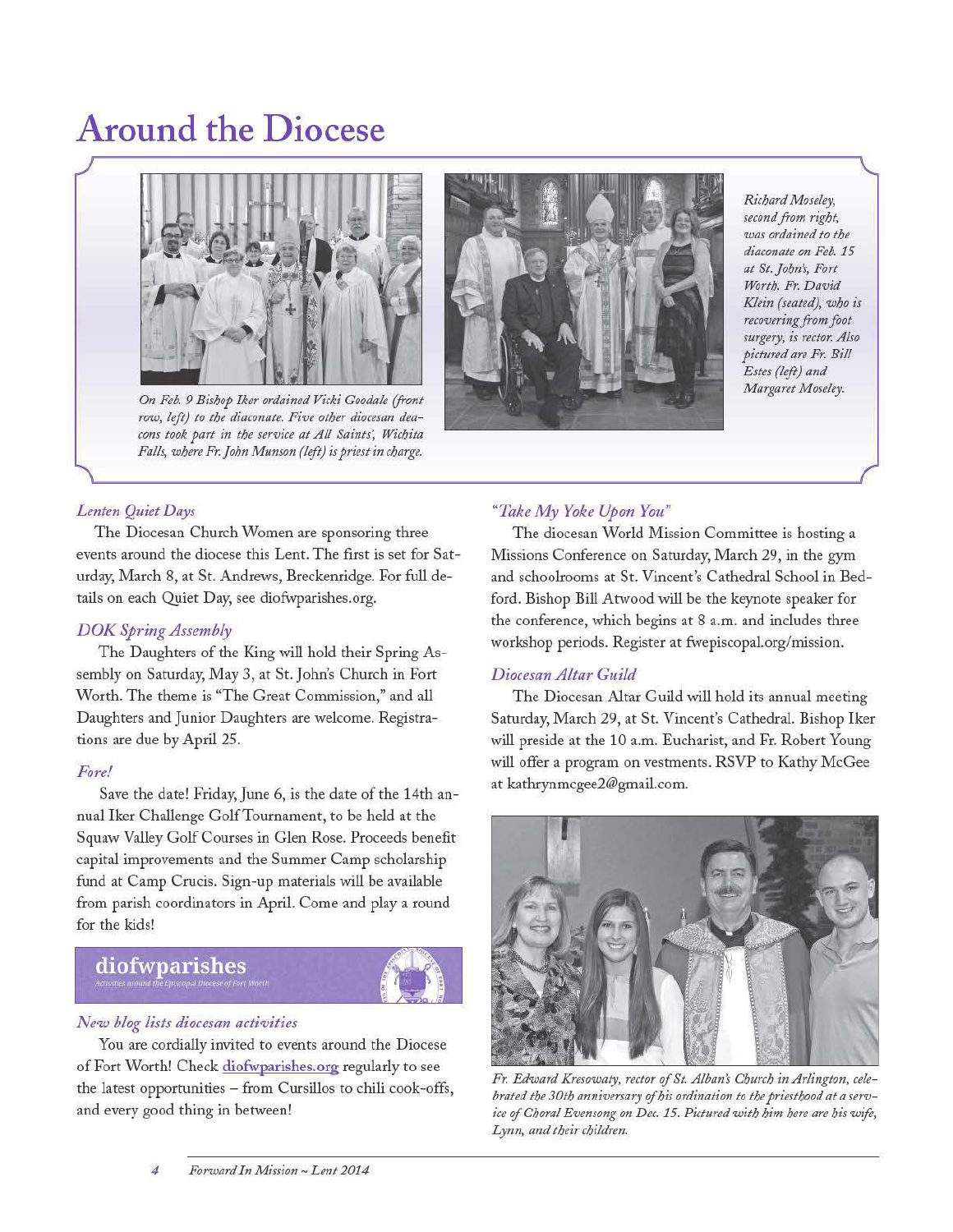# Around the Diocese

*On Feb. 9 Bishop Iker ordained Vicki Goodale (front row, left) to the diaconate. Five other diocesan deacons took part in the service at All Saints', Wichita Falls, where Fr. John Munson (left) is priest in charge.*

*Richard Moseley, second from right, was ordained to the diaconate on Feb. 15 at St. John's, Fort Worth. Fr. David Klein (seated), who is recovering from foot surgery, is rector. Also pictured are Fr. Bill Estes (left) and Margaret Moseley.*

### *Lenten Quiet Days*

The Diocesan Church Women are sponsoring three events around the diocese this Lent. The first is set for Saturday, March 8, at St. Andrews, Breckenridge. For full details on each Quiet Day, see diofwparishes.org.

### *DOK Spring Assembly*

The Daughters of the King will hold their Spring Assembly on Saturday, May 3, at St. John's Church in Fort Worth. The theme is "The Great Commission," and all Daughters and Junior Daughters are welcome. Registrations are due by April 25.

### *Fore!*

Save the date! Friday, June 6, is the date of the 14th annual Iker Challenge Golf Tournament, to be held at the Squaw Valley Golf Courses in Glen Rose. Proceeds benefit capital improvements and the Summer Camp scholarship fund at Camp Crucis. Sign-up materials will be available from parish coordinators in April. Come and play a round for the kids!

**diofwparishes**
*Activities around the Episcopal Diocese of Fort Worth*

### *New blog lists diocesan activities*

You are cordially invited to events around the Diocese of Fort Worth! Check diofwparishes.org regularly to see the latest opportunities – from Cursillos to chili cook-offs, and every good thing in between!

### *"Take My Yoke Upon You"*

The diocesan World Mission Committee is hosting a Missions Conference on Saturday, March 29, in the gym and schoolrooms at St. Vincent's Cathedral School in Bedford. Bishop Bill Atwood will be the keynote speaker for the conference, which begins at 8 a.m. and includes three workshop periods. Register at fwepiscopal.org/mission.

### *Diocesan Altar Guild*

The Diocesan Altar Guild will hold its annual meeting Saturday, March 29, at St. Vincent's Cathedral. Bishop Iker will preside at the 10 a.m. Eucharist, and Fr. Robert Young will offer a program on vestments. RSVP to Kathy McGee at kathrynmcgee2@gmail.com.

*Fr. Edward Kresowaty, rector of St. Alban's Church in Arlington, celebrated the 30th anniversary of his ordination to the priesthood at a service of Choral Evensong on Dec. 15. Pictured with him here are his wife, Lynn, and their children.*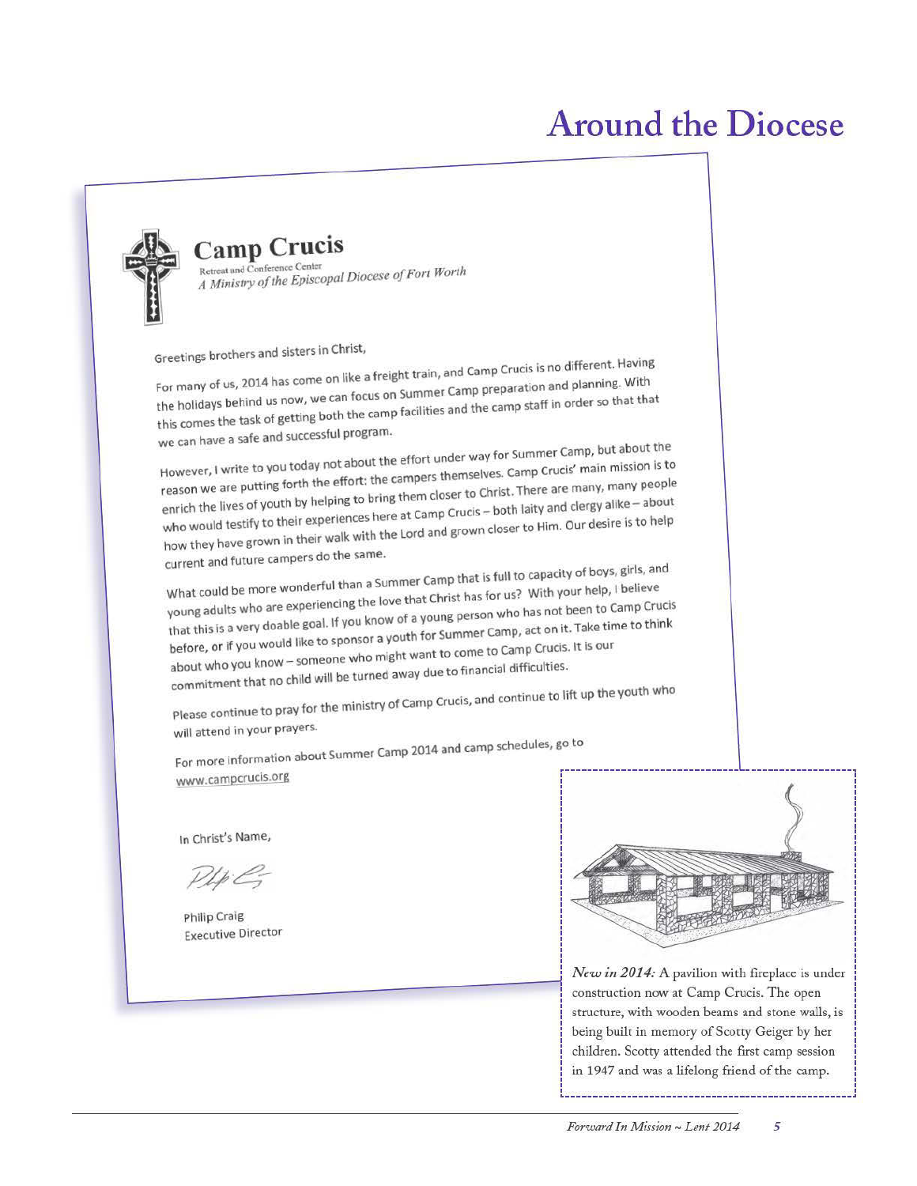# Around the Diocese

## Camp Crucis

Retreat and Conference Center

*A Ministry of the Episcopal Diocese of Fort Worth*

Greetings brothers and sisters in Christ,

For many of us, 2014 has come on like a freight train, and Camp Crucis is no different. Having the holidays behind us now, we can focus on Summer Camp preparation and planning. With this comes the task of getting both the camp facilities and the camp staff in order so that that we can have a safe and successful program.

However, I write to you today not about the effort under way for Summer Camp, but about the reason we are putting forth the effort: the campers themselves. Camp Crucis' main mission is to enrich the lives of youth by helping to bring them closer to Christ. There are many, many people who would testify to their experiences here at Camp Crucis – both laity and clergy alike – about how they have grown in their walk with the Lord and grown closer to Him. Our desire is to help current and future campers do the same.

What could be more wonderful than a Summer Camp that is full to capacity of boys, girls, and young adults who are experiencing the love that Christ has for us? With your help, I believe that this is a very doable goal. If you know of a young person who has not been to Camp Crucis before, or if you would like to sponsor a youth for Summer Camp, act on it. Take time to think about who you know – someone who might want to come to Camp Crucis. It is our commitment that no child will be turned away due to financial difficulties.

Please continue to pray for the ministry of Camp Crucis, and continue to lift up the youth who will attend in your prayers.

For more information about Summer Camp 2014 and camp schedules, go to www.campcrucis.org

In Christ's Name,

Philip Craig
Executive Director

*New in 2014:* A pavilion with fireplace is under construction now at Camp Crucis. The open structure, with wooden beams and stone walls, is being built in memory of Scotty Geiger by her children. Scotty attended the first camp session in 1947 and was a lifelong friend of the camp.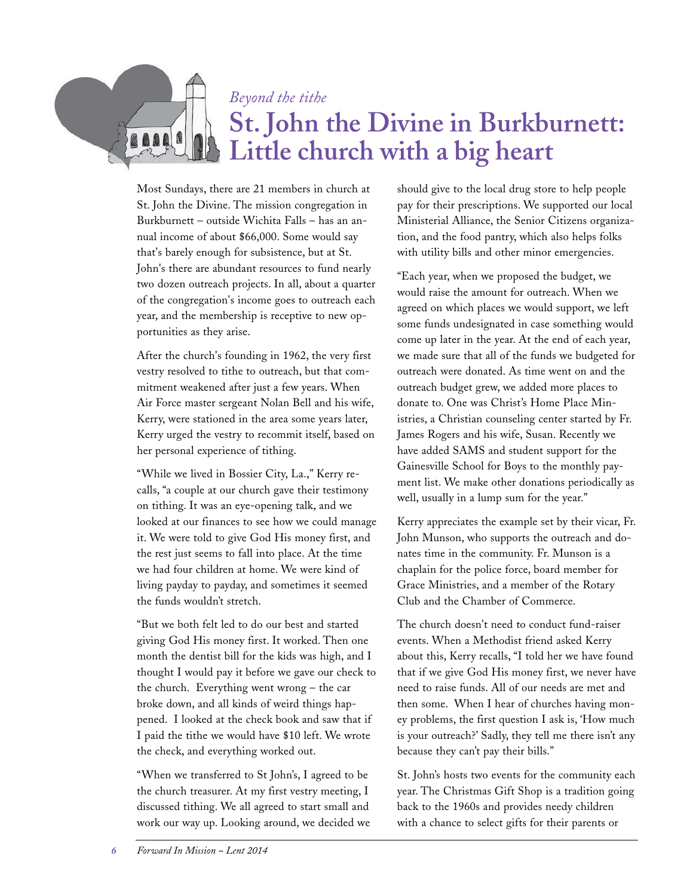*Beyond the tithe*

# St. John the Divine in Burkburnett: Little church with a big heart

Most Sundays, there are 21 members in church at St. John the Divine. The mission congregation in Burkburnett – outside Wichita Falls – has an annual income of about $66,000. Some would say that's barely enough for subsistence, but at St. John's there are abundant resources to fund nearly two dozen outreach projects. In all, about a quarter of the congregation's income goes to outreach each year, and the membership is receptive to new opportunities as they arise.

After the church's founding in 1962, the very first vestry resolved to tithe to outreach, but that commitment weakened after just a few years. When Air Force master sergeant Nolan Bell and his wife, Kerry, were stationed in the area some years later, Kerry urged the vestry to recommit itself, based on her personal experience of tithing.

"While we lived in Bossier City, La.," Kerry recalls, "a couple at our church gave their testimony on tithing. It was an eye-opening talk, and we looked at our finances to see how we could manage it. We were told to give God His money first, and the rest just seems to fall into place. At the time we had four children at home. We were kind of living payday to payday, and sometimes it seemed the funds wouldn't stretch.

"But we both felt led to do our best and started giving God His money first. It worked. Then one month the dentist bill for the kids was high, and I thought I would pay it before we gave our check to the church. Everything went wrong – the car broke down, and all kinds of weird things happened. I looked at the check book and saw that if I paid the tithe we would have $10 left. We wrote the check, and everything worked out.

"When we transferred to St John's, I agreed to be the church treasurer. At my first vestry meeting, I discussed tithing. We all agreed to start small and work our way up. Looking around, we decided we should give to the local drug store to help people pay for their prescriptions. We supported our local Ministerial Alliance, the Senior Citizens organization, and the food pantry, which also helps folks with utility bills and other minor emergencies.

"Each year, when we proposed the budget, we would raise the amount for outreach. When we agreed on which places we would support, we left some funds undesignated in case something would come up later in the year. At the end of each year, we made sure that all of the funds we budgeted for outreach were donated. As time went on and the outreach budget grew, we added more places to donate to. One was Christ's Home Place Ministries, a Christian counseling center started by Fr. James Rogers and his wife, Susan. Recently we have added SAMS and student support for the Gainesville School for Boys to the monthly payment list. We make other donations periodically as well, usually in a lump sum for the year."

Kerry appreciates the example set by their vicar, Fr. John Munson, who supports the outreach and donates time in the community. Fr. Munson is a chaplain for the police force, board member for Grace Ministries, and a member of the Rotary Club and the Chamber of Commerce.

The church doesn't need to conduct fund-raiser events. When a Methodist friend asked Kerry about this, Kerry recalls, "I told her we have found that if we give God His money first, we never have need to raise funds. All of our needs are met and then some. When I hear of churches having money problems, the first question I ask is, 'How much is your outreach?' Sadly, they tell me there isn't any because they can't pay their bills."

St. John's hosts two events for the community each year. The Christmas Gift Shop is a tradition going back to the 1960s and provides needy children with a chance to select gifts for their parents or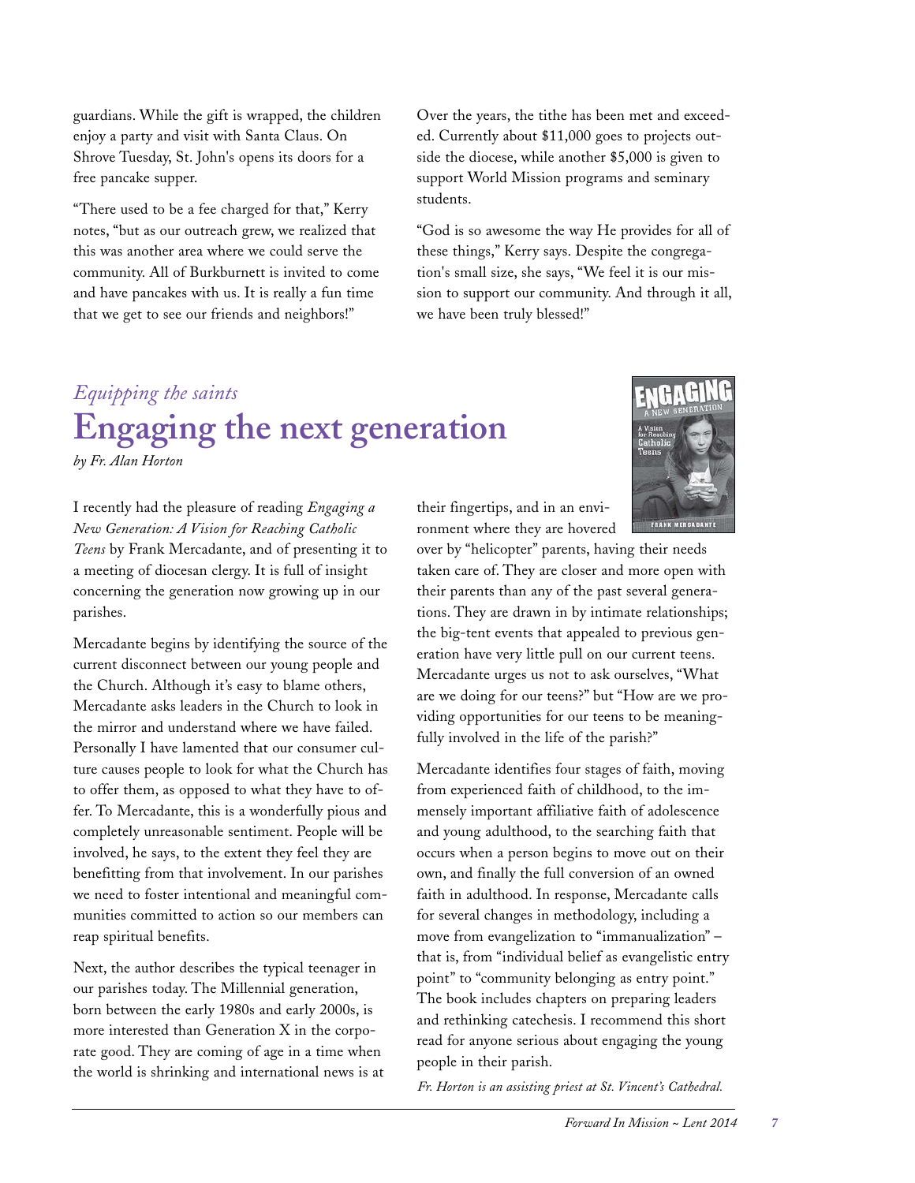guardians. While the gift is wrapped, the children enjoy a party and visit with Santa Claus. On Shrove Tuesday, St. John's opens its doors for a free pancake supper.

"There used to be a fee charged for that," Kerry notes, "but as our outreach grew, we realized that this was another area where we could serve the community. All of Burkburnett is invited to come and have pancakes with us. It is really a fun time that we get to see our friends and neighbors!"

Over the years, the tithe has been met and exceeded. Currently about $11,000 goes to projects outside the diocese, while another $5,000 is given to support World Mission programs and seminary students.

"God is so awesome the way He provides for all of these things," Kerry says. Despite the congregation's small size, she says, "We feel it is our mission to support our community. And through it all, we have been truly blessed!"

*Equipping the saints*

# Engaging the next generation

*by Fr. Alan Horton*

I recently had the pleasure of reading *Engaging a New Generation: A Vision for Reaching Catholic Teens* by Frank Mercadante, and of presenting it to a meeting of diocesan clergy. It is full of insight concerning the generation now growing up in our parishes.

Mercadante begins by identifying the source of the current disconnect between our young people and the Church. Although it's easy to blame others, Mercadante asks leaders in the Church to look in the mirror and understand where we have failed. Personally I have lamented that our consumer culture causes people to look for what the Church has to offer them, as opposed to what they have to offer. To Mercadante, this is a wonderfully pious and completely unreasonable sentiment. People will be involved, he says, to the extent they feel they are benefitting from that involvement. In our parishes we need to foster intentional and meaningful communities committed to action so our members can reap spiritual benefits.

Next, the author describes the typical teenager in our parishes today. The Millennial generation, born between the early 1980s and early 2000s, is more interested than Generation X in the corporate good. They are coming of age in a time when the world is shrinking and international news is at their fingertips, and in an environment where they are hovered over by "helicopter" parents, having their needs taken care of. They are closer and more open with their parents than any of the past several generations. They are drawn in by intimate relationships; the big-tent events that appealed to previous generation have very little pull on our current teens. Mercadante urges us not to ask ourselves, "What are we doing for our teens?" but "How are we providing opportunities for our teens to be meaningfully involved in the life of the parish?"

Mercadante identifies four stages of faith, moving from experienced faith of childhood, to the immensely important affiliative faith of adolescence and young adulthood, to the searching faith that occurs when a person begins to move out on their own, and finally the full conversion of an owned faith in adulthood. In response, Mercadante calls for several changes in methodology, including a move from evangelization to "immanualization" – that is, from "individual belief as evangelistic entry point" to "community belonging as entry point." The book includes chapters on preparing leaders and rethinking catechesis. I recommend this short read for anyone serious about engaging the young people in their parish.

*Fr. Horton is an assisting priest at St. Vincent's Cathedral.*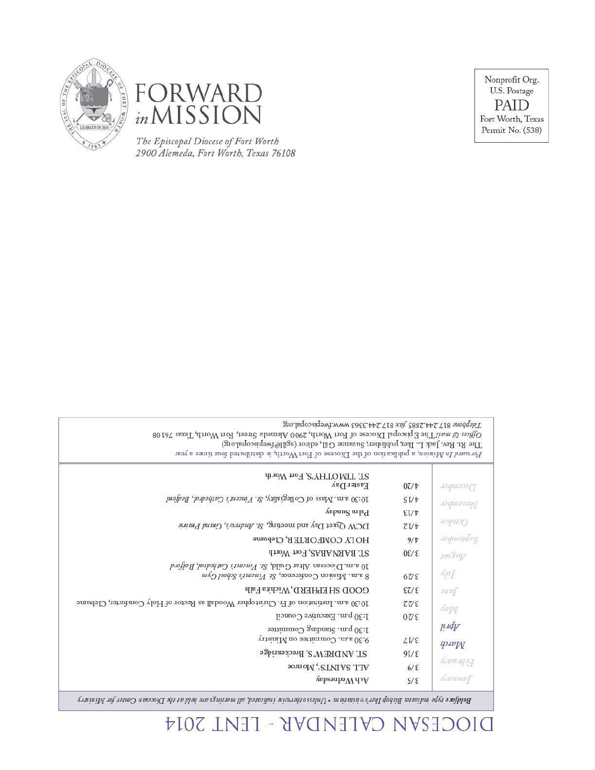# FORWARD *in* MISSION

*The Episcopal Diocese of Fort Worth*
*2900 Alemeda, Fort Worth, Texas 76108*

Nonprofit Org.
U.S. Postage
PAID
Fort Worth, Texas
Permit No. (538)

# DIOCESAN CALENDAR - LENT 2014

***Boldface type indicates Bishop Iker's visitations • Unless otherwise indicated, all meetings are held at the Diocesan Center for Ministry***

*January*
*February*
*March*
*April*
*May*
*June*
*July*
*August*
*September*
*October*
*November*
*December*

| | |
|---|---|
| 3/5 | Ash Wednesday |
| 3/9 | **ALL SAINTS', Monroe** |
| 3/16 | **ST. ANDREW'S, Breckenridge** |
| 3/17 | 9:30 a.m. Committee on Ministry |
| | 1:30 p.m. Standing Committee |
| 3/20 | 1:30 p.m. Executive Council |
| 3/22 | 10:30 a.m. Institution of Fr. Christopher Woodall as Rector of Holy Comforter, Cleburne |
| 3/23 | **GOOD SHEPHERD, Wichita Falls** |
| 3/29 | 8 a.m. Mission Conference, *St. Vincent's School Gym* |
| | 10 a.m. Diocesan Altar Guild, *St. Vincent's Cathedral, Bedford* |
| 3/30 | **ST. BARNABAS, Fort Worth** |
| 4/6 | **HOLY COMFORTER, Cleburne** |
| 4/12 | DCW Quiet Day and meeting, *St. Andrew's, Grand Prairie* |
| 4/13 | Palm Sunday |
| 4/15 | 10:30 a.m. Mass of Collegiality, *St. Vincent's Cathedral, Bedford* |
| 4/20 | Easter Day |
| | **ST. TIMOTHY'S, Fort Worth** |

*Forward In Mission, a publication of the Diocese of Fort Worth, is distributed four times a year*

The Rt. Rev. Jack L. Iker, publisher; Suzanne Gill, editor (sgill@fwepiscopal.org)

*Offices & mail* The Episcopal Diocese of Fort Worth, 2900 Alemeda Street, Fort Worth, Texas 76108

*Telephone* 817.244.2885 *fax* 817.244.3363 www.fwepiscopal.org